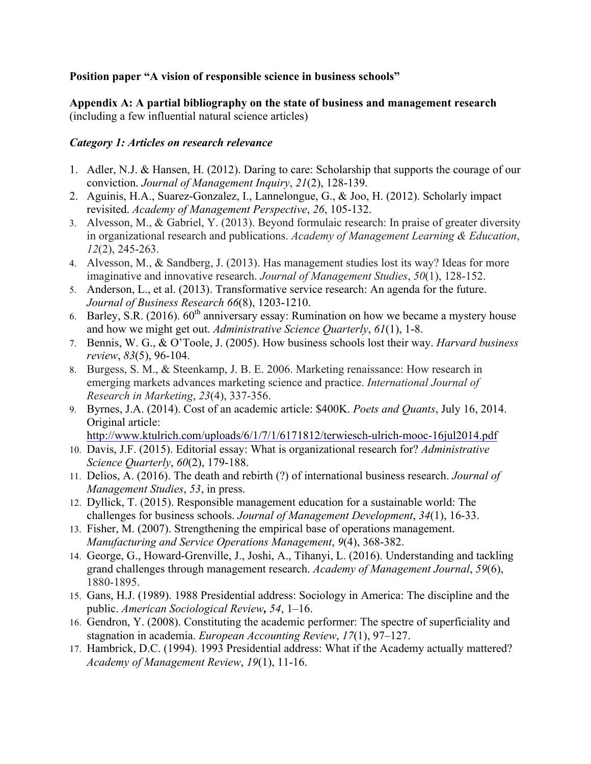**Position paper "A vision of responsible science in business schools"**

**Appendix A: A partial bibliography on the state of business and management research** (including a few influential natural science articles)

***Category 1: Articles on research relevance***

1. Adler, N.J. & Hansen, H. (2012). Daring to care: Scholarship that supports the courage of our conviction. *Journal of Management Inquiry*, *21*(2), 128-139.
2. Aguinis, H.A., Suarez-Gonzalez, I., Lannelongue, G., & Joo, H. (2012). Scholarly impact revisited. *Academy of Management Perspective*, *26*, 105-132.
3. Alvesson, M., & Gabriel, Y. (2013). Beyond formulaic research: In praise of greater diversity in organizational research and publications. *Academy of Management Learning & Education*, *12*(2), 245-263.
4. Alvesson, M., & Sandberg, J. (2013). Has management studies lost its way? Ideas for more imaginative and innovative research. *Journal of Management Studies*, *50*(1), 128-152.
5. Anderson, L., et al. (2013). Transformative service research: An agenda for the future. *Journal of Business Research 66*(8), 1203-1210.
6. Barley, S.R. (2016). 60th anniversary essay: Rumination on how we became a mystery house and how we might get out. *Administrative Science Quarterly*, *61*(1), 1-8.
7. Bennis, W. G., & O'Toole, J. (2005). How business schools lost their way. *Harvard business review*, *83*(5), 96-104.
8. Burgess, S. M., & Steenkamp, J. B. E. 2006. Marketing renaissance: How research in emerging markets advances marketing science and practice. *International Journal of Research in Marketing*, *23*(4), 337-356.
9. Byrnes, J.A. (2014). Cost of an academic article: $400K. *Poets and Quants*, July 16, 2014. Original article: http://www.ktulrich.com/uploads/6/1/7/1/6171812/terwiesch-ulrich-mooc-16jul2014.pdf
10. Davis, J.F. (2015). Editorial essay: What is organizational research for? *Administrative Science Quarterly*, *60*(2), 179-188.
11. Delios, A. (2016). The death and rebirth (?) of international business research. *Journal of Management Studies*, *53*, in press.
12. Dyllick, T. (2015). Responsible management education for a sustainable world: The challenges for business schools. *Journal of Management Development*, *34*(1), 16-33.
13. Fisher, M. (2007). Strengthening the empirical base of operations management. *Manufacturing and Service Operations Management*, *9*(4), 368-382.
14. George, G., Howard-Grenville, J., Joshi, A., Tihanyi, L. (2016). Understanding and tackling grand challenges through management research. *Academy of Management Journal*, *59*(6), 1880-1895.
15. Gans, H.J. (1989). 1988 Presidential address: Sociology in America: The discipline and the public. *American Sociological Review, 54*, 1–16.
16. Gendron, Y. (2008). Constituting the academic performer: The spectre of superficiality and stagnation in academia. *European Accounting Review*, *17*(1), 97–127.
17. Hambrick, D.C. (1994). 1993 Presidential address: What if the Academy actually mattered? *Academy of Management Review*, *19*(1), 11-16.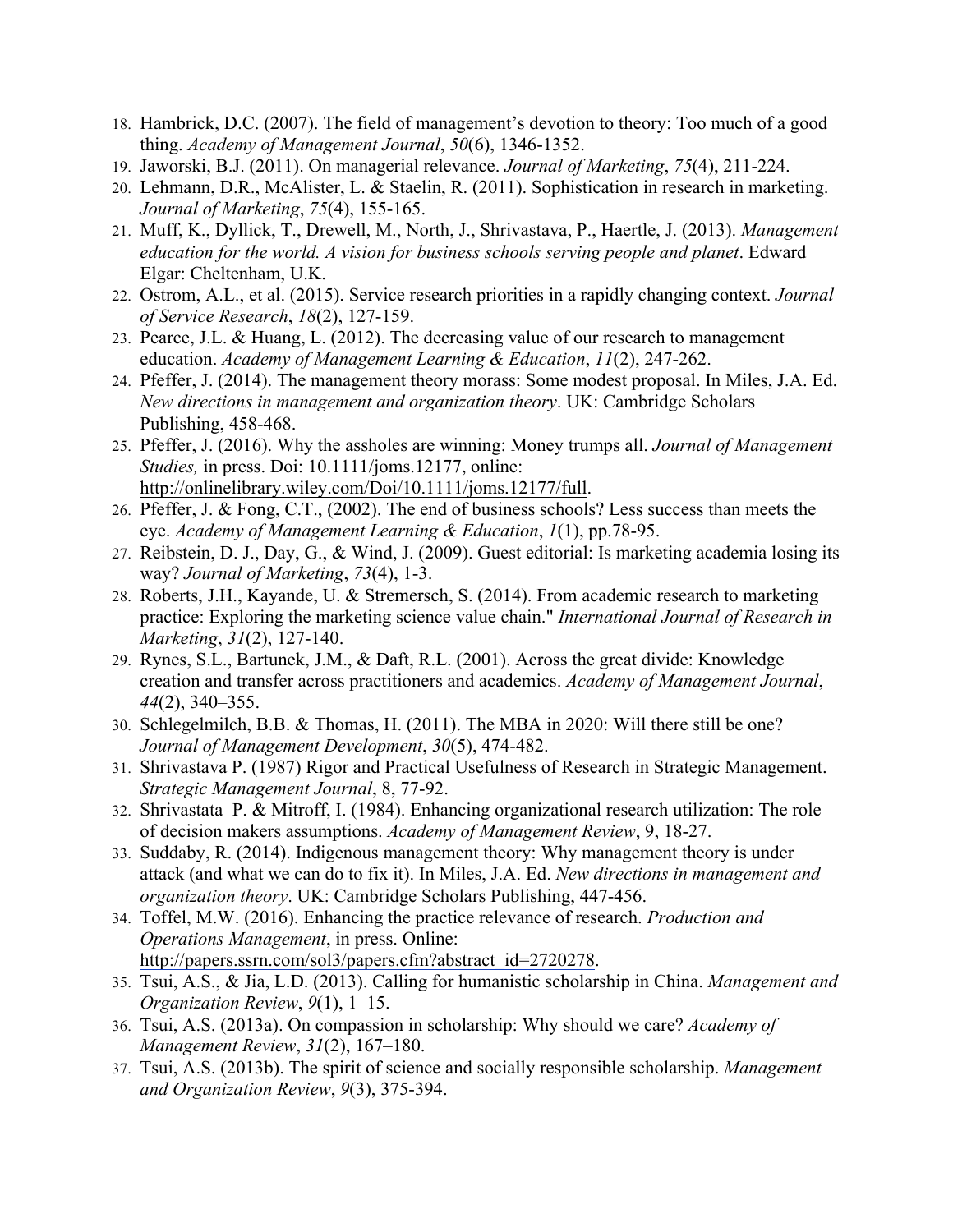18. Hambrick, D.C. (2007). The field of management's devotion to theory: Too much of a good thing. *Academy of Management Journal*, *50*(6), 1346-1352.
19. Jaworski, B.J. (2011). On managerial relevance. *Journal of Marketing*, *75*(4), 211-224.
20. Lehmann, D.R., McAlister, L. & Staelin, R. (2011). Sophistication in research in marketing. *Journal of Marketing*, *75*(4), 155-165.
21. Muff, K., Dyllick, T., Drewell, M., North, J., Shrivastava, P., Haertle, J. (2013). *Management education for the world. A vision for business schools serving people and planet*. Edward Elgar: Cheltenham, U.K.
22. Ostrom, A.L., et al. (2015). Service research priorities in a rapidly changing context. *Journal of Service Research*, *18*(2), 127-159.
23. Pearce, J.L. & Huang, L. (2012). The decreasing value of our research to management education. *Academy of Management Learning & Education*, *11*(2), 247-262.
24. Pfeffer, J. (2014). The management theory morass: Some modest proposal. In Miles, J.A. Ed. *New directions in management and organization theory*. UK: Cambridge Scholars Publishing, 458-468.
25. Pfeffer, J. (2016). Why the assholes are winning: Money trumps all. *Journal of Management Studies,* in press. Doi: 10.1111/joms.12177, online: http://onlinelibrary.wiley.com/Doi/10.1111/joms.12177/full.
26. Pfeffer, J. & Fong, C.T., (2002). The end of business schools? Less success than meets the eye. *Academy of Management Learning & Education*, *1*(1), pp.78-95.
27. Reibstein, D. J., Day, G., & Wind, J. (2009). Guest editorial: Is marketing academia losing its way? *Journal of Marketing*, *73*(4), 1-3.
28. Roberts, J.H., Kayande, U. & Stremersch, S. (2014). From academic research to marketing practice: Exploring the marketing science value chain." *International Journal of Research in Marketing*, *31*(2), 127-140.
29. Rynes, S.L., Bartunek, J.M., & Daft, R.L. (2001). Across the great divide: Knowledge creation and transfer across practitioners and academics. *Academy of Management Journal*, *44*(2), 340–355.
30. Schlegelmilch, B.B. & Thomas, H. (2011). The MBA in 2020: Will there still be one? *Journal of Management Development*, *30*(5), 474-482.
31. Shrivastava P. (1987) Rigor and Practical Usefulness of Research in Strategic Management. *Strategic Management Journal*, 8, 77-92.
32. Shrivastata P. & Mitroff, I. (1984). Enhancing organizational research utilization: The role of decision makers assumptions. *Academy of Management Review*, 9, 18-27.
33. Suddaby, R. (2014). Indigenous management theory: Why management theory is under attack (and what we can do to fix it). In Miles, J.A. Ed. *New directions in management and organization theory*. UK: Cambridge Scholars Publishing, 447-456.
34. Toffel, M.W. (2016). Enhancing the practice relevance of research. *Production and Operations Management*, in press. Online: http://papers.ssrn.com/sol3/papers.cfm?abstract_id=2720278.
35. Tsui, A.S., & Jia, L.D. (2013). Calling for humanistic scholarship in China. *Management and Organization Review*, *9*(1), 1–15.
36. Tsui, A.S. (2013a). On compassion in scholarship: Why should we care? *Academy of Management Review*, *31*(2), 167–180.
37. Tsui, A.S. (2013b). The spirit of science and socially responsible scholarship. *Management and Organization Review*, *9*(3), 375-394.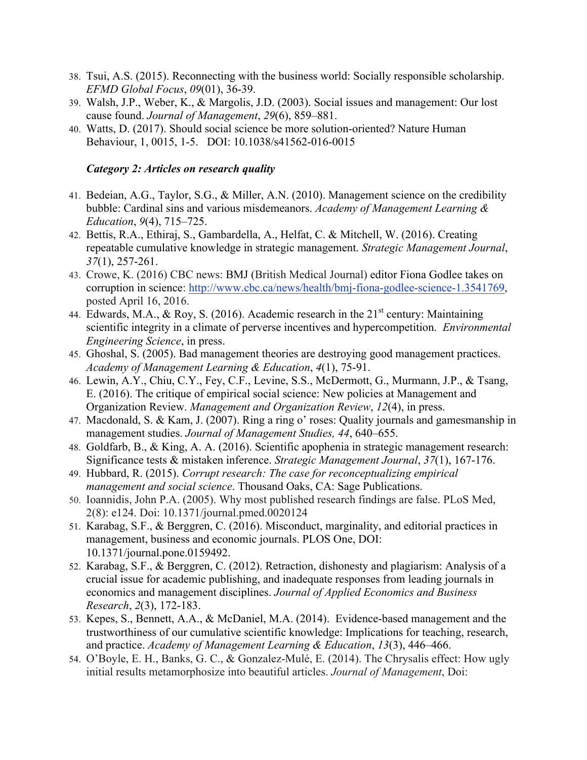38. Tsui, A.S. (2015). Reconnecting with the business world: Socially responsible scholarship. *EFMD Global Focus*, *09*(01), 36-39.
39. Walsh, J.P., Weber, K., & Margolis, J.D. (2003). Social issues and management: Our lost cause found. *Journal of Management*, *29*(6), 859–881.
40. Watts, D. (2017). Should social science be more solution-oriented? Nature Human Behaviour, 1, 0015, 1-5. DOI: 10.1038/s41562-016-0015

***Category 2: Articles on research quality***

41. Bedeian, A.G., Taylor, S.G., & Miller, A.N. (2010). Management science on the credibility bubble: Cardinal sins and various misdemeanors. *Academy of Management Learning & Education*, *9*(4), 715–725.
42. Bettis, R.A., Ethiraj, S., Gambardella, A., Helfat, C. & Mitchell, W. (2016). Creating repeatable cumulative knowledge in strategic management. *Strategic Management Journal*, *37*(1), 257-261.
43. Crowe, K. (2016) CBC news: BMJ (British Medical Journal) editor Fiona Godlee takes on corruption in science: http://www.cbc.ca/news/health/bmj-fiona-godlee-science-1.3541769, posted April 16, 2016.
44. Edwards, M.A., & Roy, S. (2016). Academic research in the 21st century: Maintaining scientific integrity in a climate of perverse incentives and hypercompetition. *Environmental Engineering Science*, in press.
45. Ghoshal, S. (2005). Bad management theories are destroying good management practices. *Academy of Management Learning & Education*, *4*(1), 75-91.
46. Lewin, A.Y., Chiu, C.Y., Fey, C.F., Levine, S.S., McDermott, G., Murmann, J.P., & Tsang, E. (2016). The critique of empirical social science: New policies at Management and Organization Review. *Management and Organization Review*, *12*(4), in press.
47. Macdonald, S. & Kam, J. (2007). Ring a ring o' roses: Quality journals and gamesmanship in management studies. *Journal of Management Studies, 44*, 640–655.
48. Goldfarb, B., & King, A. A. (2016). Scientific apophenia in strategic management research: Significance tests & mistaken inference. *Strategic Management Journal*, *37*(1), 167-176.
49. Hubbard, R. (2015). *Corrupt research: The case for reconceptualizing empirical management and social science*. Thousand Oaks, CA: Sage Publications.
50. Ioannidis, John P.A. (2005). Why most published research findings are false. PLoS Med, 2(8): e124. Doi: 10.1371/journal.pmed.0020124
51. Karabag, S.F., & Berggren, C. (2016). Misconduct, marginality, and editorial practices in management, business and economic journals. PLOS One, DOI: 10.1371/journal.pone.0159492.
52. Karabag, S.F., & Berggren, C. (2012). Retraction, dishonesty and plagiarism: Analysis of a crucial issue for academic publishing, and inadequate responses from leading journals in economics and management disciplines. *Journal of Applied Economics and Business Research*, *2*(3), 172-183.
53. Kepes, S., Bennett, A.A., & McDaniel, M.A. (2014). Evidence-based management and the trustworthiness of our cumulative scientific knowledge: Implications for teaching, research, and practice. *Academy of Management Learning & Education*, *13*(3), 446–466.
54. O'Boyle, E. H., Banks, G. C., & Gonzalez-Mulé, E. (2014). The Chrysalis effect: How ugly initial results metamorphosize into beautiful articles. *Journal of Management*, Doi: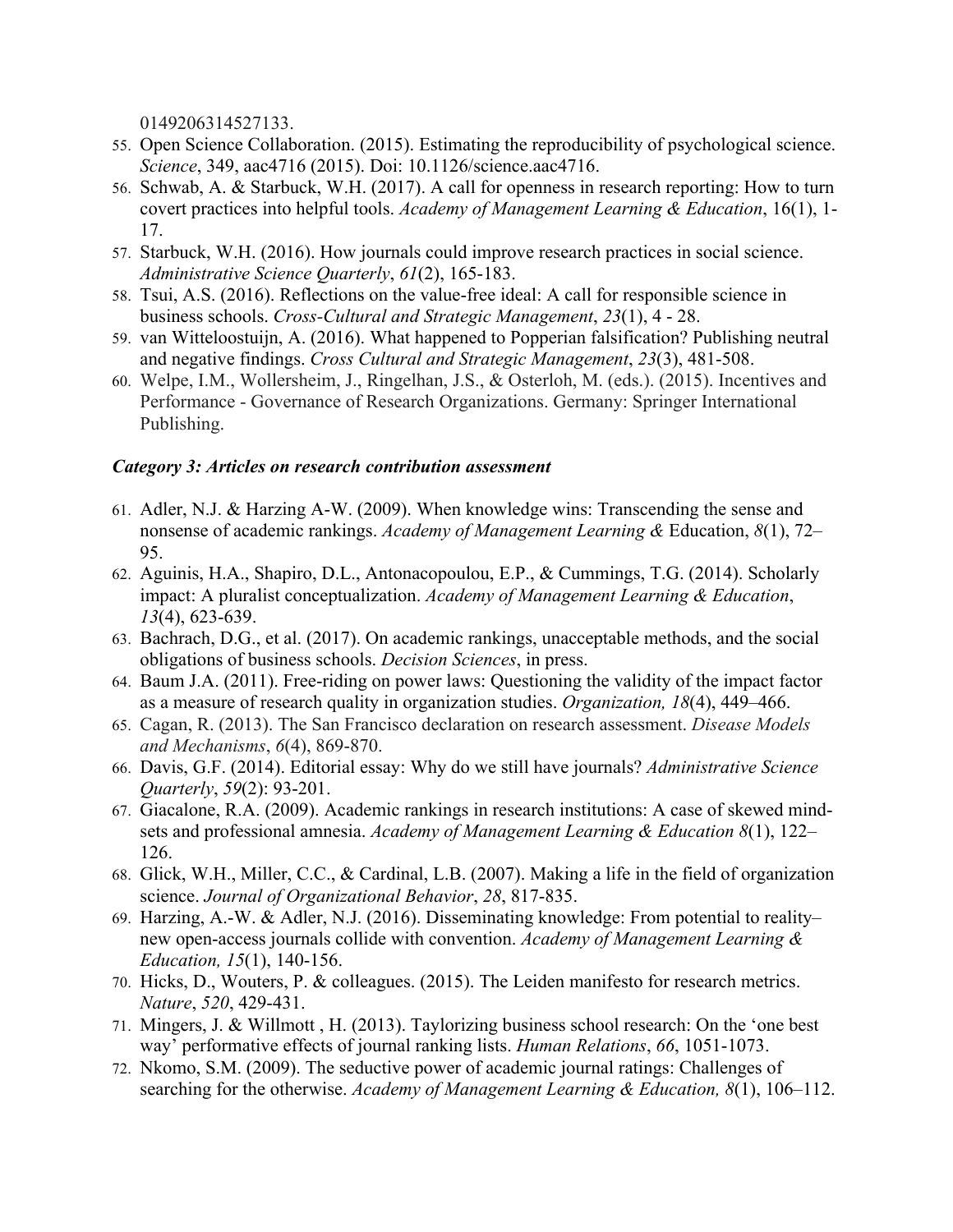0149206314527133.

55. Open Science Collaboration. (2015). Estimating the reproducibility of psychological science. *Science*, 349, aac4716 (2015). Doi: 10.1126/science.aac4716.
56. Schwab, A. & Starbuck, W.H. (2017). A call for openness in research reporting: How to turn covert practices into helpful tools. *Academy of Management Learning & Education*, 16(1), 1-17.
57. Starbuck, W.H. (2016). How journals could improve research practices in social science. *Administrative Science Quarterly*, *61*(2), 165-183.
58. Tsui, A.S. (2016). Reflections on the value-free ideal: A call for responsible science in business schools. *Cross-Cultural and Strategic Management*, *23*(1), 4 - 28.
59. van Witteloostuijn, A. (2016). What happened to Popperian falsification? Publishing neutral and negative findings. *Cross Cultural and Strategic Management*, *23*(3), 481-508.
60. Welpe, I.M., Wollersheim, J., Ringelhan, J.S., & Osterloh, M. (eds.). (2015). Incentives and Performance - Governance of Research Organizations. Germany: Springer International Publishing.

### *Category 3: Articles on research contribution assessment*

61. Adler, N.J. & Harzing A-W. (2009). When knowledge wins: Transcending the sense and nonsense of academic rankings. *Academy of Management Learning &* Education, *8*(1), 72–95.
62. Aguinis, H.A., Shapiro, D.L., Antonacopoulou, E.P., & Cummings, T.G. (2014). Scholarly impact: A pluralist conceptualization. *Academy of Management Learning & Education*, *13*(4), 623-639.
63. Bachrach, D.G., et al. (2017). On academic rankings, unacceptable methods, and the social obligations of business schools. *Decision Sciences*, in press.
64. Baum J.A. (2011). Free-riding on power laws: Questioning the validity of the impact factor as a measure of research quality in organization studies. *Organization, 18*(4), 449–466.
65. Cagan, R. (2013). The San Francisco declaration on research assessment. *Disease Models and Mechanisms*, *6*(4), 869-870.
66. Davis, G.F. (2014). Editorial essay: Why do we still have journals? *Administrative Science Quarterly*, *59*(2): 93-201.
67. Giacalone, R.A. (2009). Academic rankings in research institutions: A case of skewed mind-sets and professional amnesia. *Academy of Management Learning & Education 8*(1), 122–126.
68. Glick, W.H., Miller, C.C., & Cardinal, L.B. (2007). Making a life in the field of organization science. *Journal of Organizational Behavior*, *28*, 817-835.
69. Harzing, A.-W. & Adler, N.J. (2016). Disseminating knowledge: From potential to reality– new open-access journals collide with convention. *Academy of Management Learning & Education, 15*(1), 140-156.
70. Hicks, D., Wouters, P. & colleagues. (2015). The Leiden manifesto for research metrics. *Nature*, *520*, 429-431.
71. Mingers, J. & Willmott , H. (2013). Taylorizing business school research: On the 'one best way' performative effects of journal ranking lists. *Human Relations*, *66*, 1051-1073.
72. Nkomo, S.M. (2009). The seductive power of academic journal ratings: Challenges of searching for the otherwise. *Academy of Management Learning & Education, 8*(1), 106–112.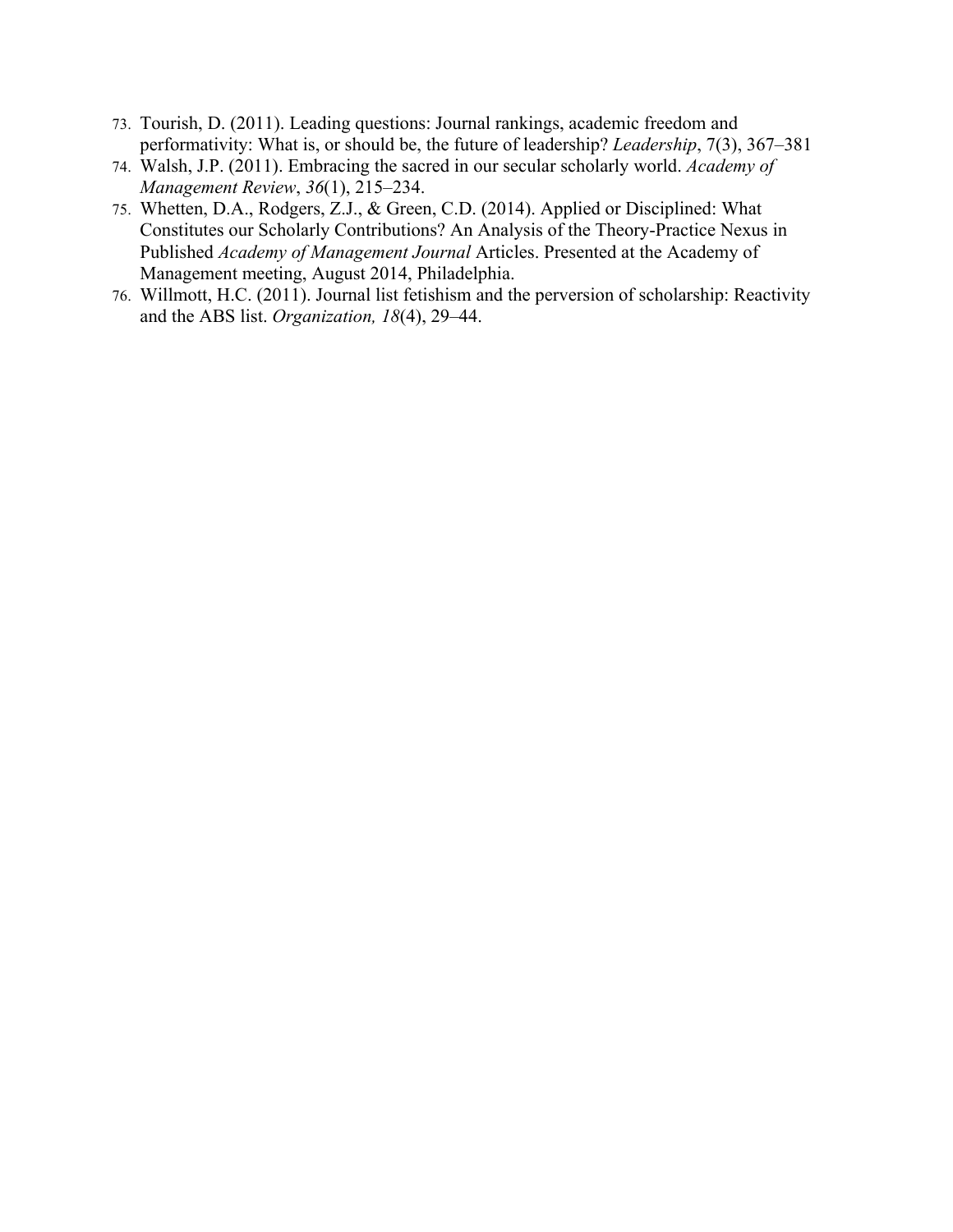73. Tourish, D. (2011). Leading questions: Journal rankings, academic freedom and performativity: What is, or should be, the future of leadership? *Leadership*, 7(3), 367–381
74. Walsh, J.P. (2011). Embracing the sacred in our secular scholarly world. *Academy of Management Review*, *36*(1), 215–234.
75. Whetten, D.A., Rodgers, Z.J., & Green, C.D. (2014). Applied or Disciplined: What Constitutes our Scholarly Contributions? An Analysis of the Theory-Practice Nexus in Published *Academy of Management Journal* Articles. Presented at the Academy of Management meeting, August 2014, Philadelphia.
76. Willmott, H.C. (2011). Journal list fetishism and the perversion of scholarship: Reactivity and the ABS list. *Organization, 18*(4), 29–44.